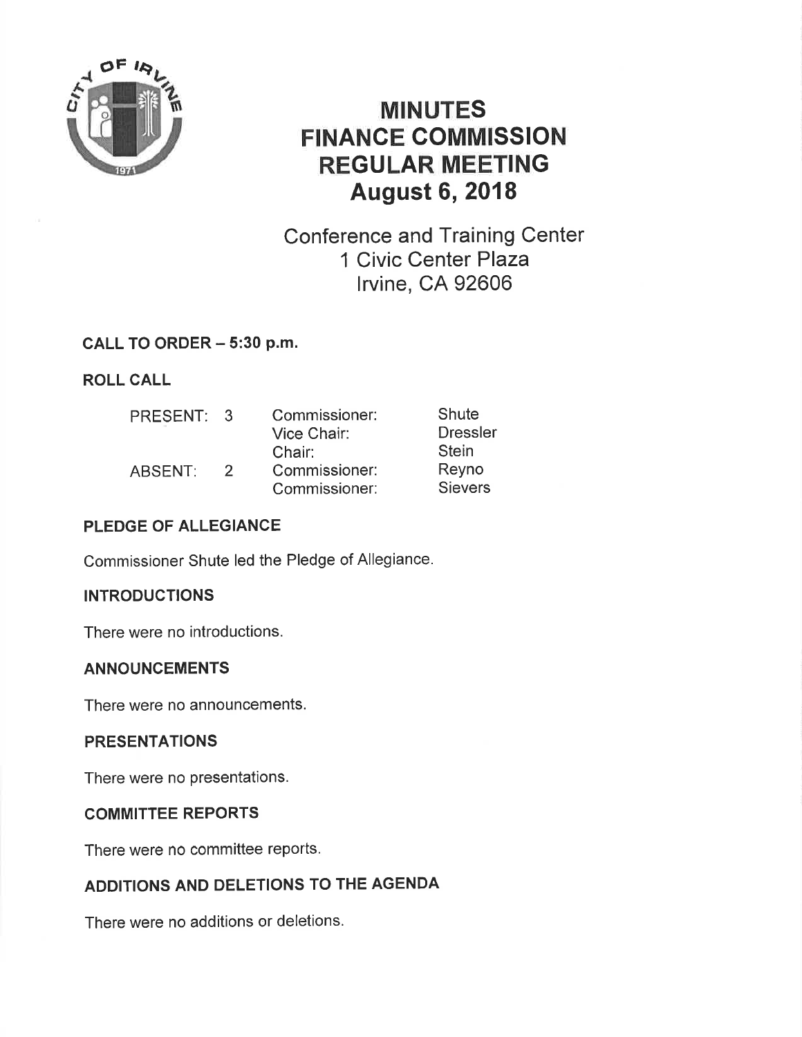# MINUTES
# FINANCE COMMISSION
# REGULAR MEETING
# August 6, 2018

Conference and Training Center
1 Civic Center Plaza
Irvine, CA 92606

## CALL TO ORDER – 5:30 p.m.

## ROLL CALL

| | | | |
|---|---|---|---|
| PRESENT: | 3 | Commissioner: | Shute |
| | | Vice Chair: | Dressler |
| | | Chair: | Stein |
| ABSENT: | 2 | Commissioner: | Reyno |
| | | Commissioner: | Sievers |

## PLEDGE OF ALLEGIANCE

Commissioner Shute led the Pledge of Allegiance.

## INTRODUCTIONS

There were no introductions.

## ANNOUNCEMENTS

There were no announcements.

## PRESENTATIONS

There were no presentations.

## COMMITTEE REPORTS

There were no committee reports.

## ADDITIONS AND DELETIONS TO THE AGENDA

There were no additions or deletions.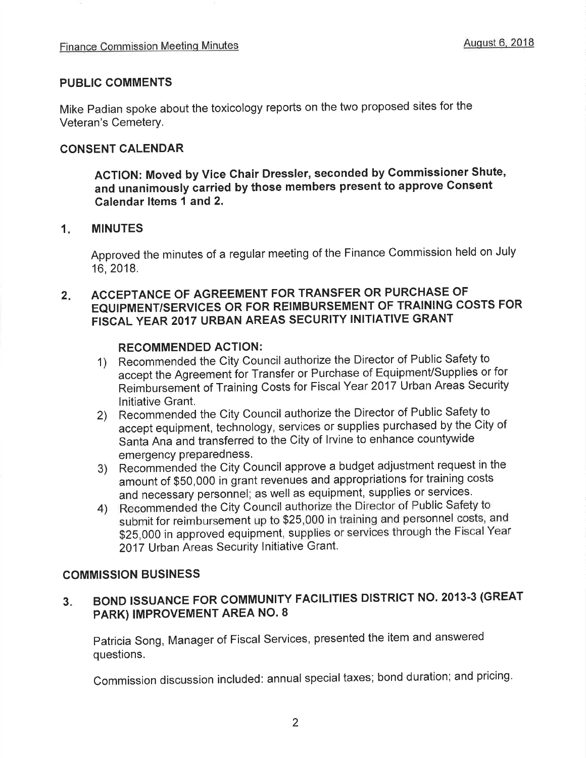## PUBLIC COMMENTS

Mike Padian spoke about the toxicology reports on the two proposed sites for the Veteran's Cemetery.

## CONSENT CALENDAR

**ACTION: Moved by Vice Chair Dressler, seconded by Commissioner Shute, and unanimously carried by those members present to approve Consent Calendar Items 1 and 2.**

### 1. MINUTES

Approved the minutes of a regular meeting of the Finance Commission held on July 16, 2018.

### 2. ACCEPTANCE OF AGREEMENT FOR TRANSFER OR PURCHASE OF EQUIPMENT/SERVICES OR FOR REIMBURSEMENT OF TRAINING COSTS FOR FISCAL YEAR 2017 URBAN AREAS SECURITY INITIATIVE GRANT

**RECOMMENDED ACTION:**

1) Recommended the City Council authorize the Director of Public Safety to accept the Agreement for Transfer or Purchase of Equipment/Supplies or for Reimbursement of Training Costs for Fiscal Year 2017 Urban Areas Security Initiative Grant.
2) Recommended the City Council authorize the Director of Public Safety to accept equipment, technology, services or supplies purchased by the City of Santa Ana and transferred to the City of Irvine to enhance countywide emergency preparedness.
3) Recommended the City Council approve a budget adjustment request in the amount of $50,000 in grant revenues and appropriations for training costs and necessary personnel; as well as equipment, supplies or services.
4) Recommended the City Council authorize the Director of Public Safety to submit for reimbursement up to $25,000 in training and personnel costs, and $25,000 in approved equipment, supplies or services through the Fiscal Year 2017 Urban Areas Security Initiative Grant.

## COMMISSION BUSINESS

### 3. BOND ISSUANCE FOR COMMUNITY FACILITIES DISTRICT NO. 2013-3 (GREAT PARK) IMPROVEMENT AREA NO. 8

Patricia Song, Manager of Fiscal Services, presented the item and answered questions.

Commission discussion included: annual special taxes; bond duration; and pricing.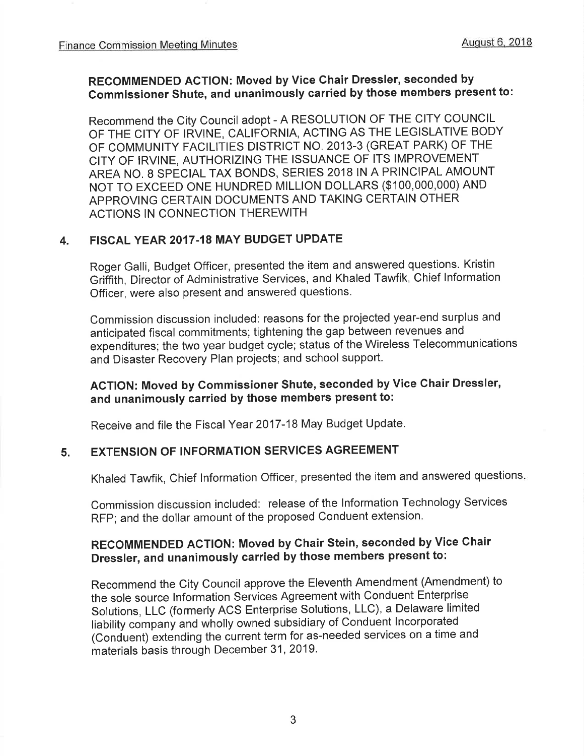**RECOMMENDED ACTION: Moved by Vice Chair Dressler, seconded by Commissioner Shute, and unanimously carried by those members present to:**

Recommend the City Council adopt - A RESOLUTION OF THE CITY COUNCIL OF THE CITY OF IRVINE, CALIFORNIA, ACTING AS THE LEGISLATIVE BODY OF COMMUNITY FACILITIES DISTRICT NO. 2013-3 (GREAT PARK) OF THE CITY OF IRVINE, AUTHORIZING THE ISSUANCE OF ITS IMPROVEMENT AREA NO. 8 SPECIAL TAX BONDS, SERIES 2018 IN A PRINCIPAL AMOUNT NOT TO EXCEED ONE HUNDRED MILLION DOLLARS ($100,000,000) AND APPROVING CERTAIN DOCUMENTS AND TAKING CERTAIN OTHER ACTIONS IN CONNECTION THEREWITH

## 4. FISCAL YEAR 2017-18 MAY BUDGET UPDATE

Roger Galli, Budget Officer, presented the item and answered questions. Kristin Griffith, Director of Administrative Services, and Khaled Tawfik, Chief Information Officer, were also present and answered questions.

Commission discussion included: reasons for the projected year-end surplus and anticipated fiscal commitments; tightening the gap between revenues and expenditures; the two year budget cycle; status of the Wireless Telecommunications and Disaster Recovery Plan projects; and school support.

**ACTION: Moved by Commissioner Shute, seconded by Vice Chair Dressler, and unanimously carried by those members present to:**

Receive and file the Fiscal Year 2017-18 May Budget Update.

## 5. EXTENSION OF INFORMATION SERVICES AGREEMENT

Khaled Tawfik, Chief Information Officer, presented the item and answered questions.

Commission discussion included: release of the Information Technology Services RFP; and the dollar amount of the proposed Conduent extension.

**RECOMMENDED ACTION: Moved by Chair Stein, seconded by Vice Chair Dressler, and unanimously carried by those members present to:**

Recommend the City Council approve the Eleventh Amendment (Amendment) to the sole source Information Services Agreement with Conduent Enterprise Solutions, LLC (formerly ACS Enterprise Solutions, LLC), a Delaware limited liability company and wholly owned subsidiary of Conduent Incorporated (Conduent) extending the current term for as-needed services on a time and materials basis through December 31, 2019.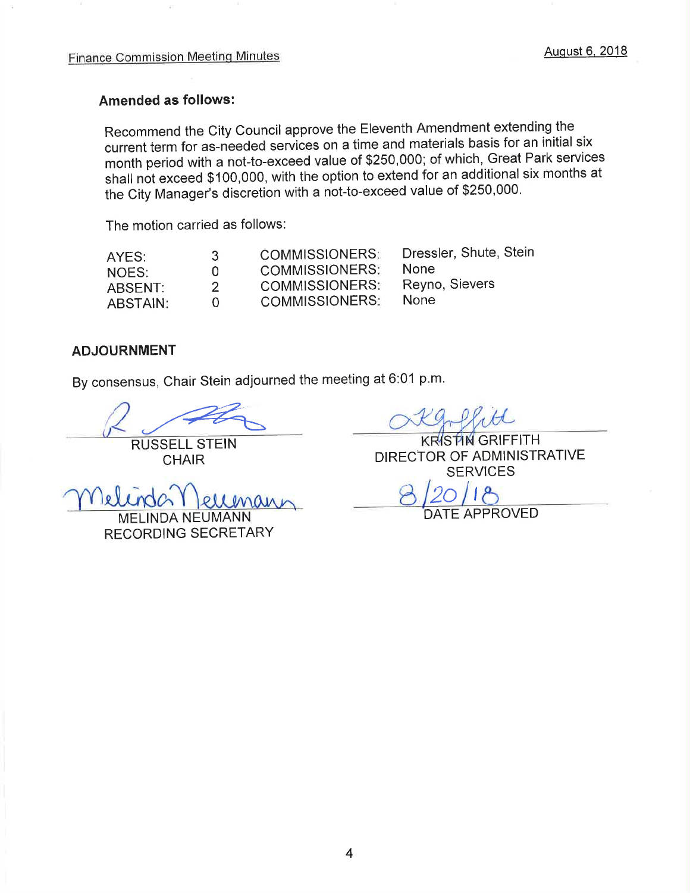**Amended as follows:**

Recommend the City Council approve the Eleventh Amendment extending the current term for as-needed services on a time and materials basis for an initial six month period with a not-to-exceed value of $250,000; of which, Great Park services shall not exceed $100,000, with the option to extend for an additional six months at the City Manager's discretion with a not-to-exceed value of $250,000.

The motion carried as follows:

| | | | |
|---|---|---|---|
| AYES: | 3 | COMMISSIONERS: | Dressler, Shute, Stein |
| NOES: | 0 | COMMISSIONERS: | None |
| ABSENT: | 2 | COMMISSIONERS: | Reyno, Sievers |
| ABSTAIN: | 0 | COMMISSIONERS: | None |

## ADJOURNMENT

By consensus, Chair Stein adjourned the meeting at 6:01 p.m.

RUSSELL STEIN
CHAIR

KRISTIN GRIFFITH
DIRECTOR OF ADMINISTRATIVE SERVICES

MELINDA NEUMANN
RECORDING SECRETARY

8/20/18
DATE APPROVED